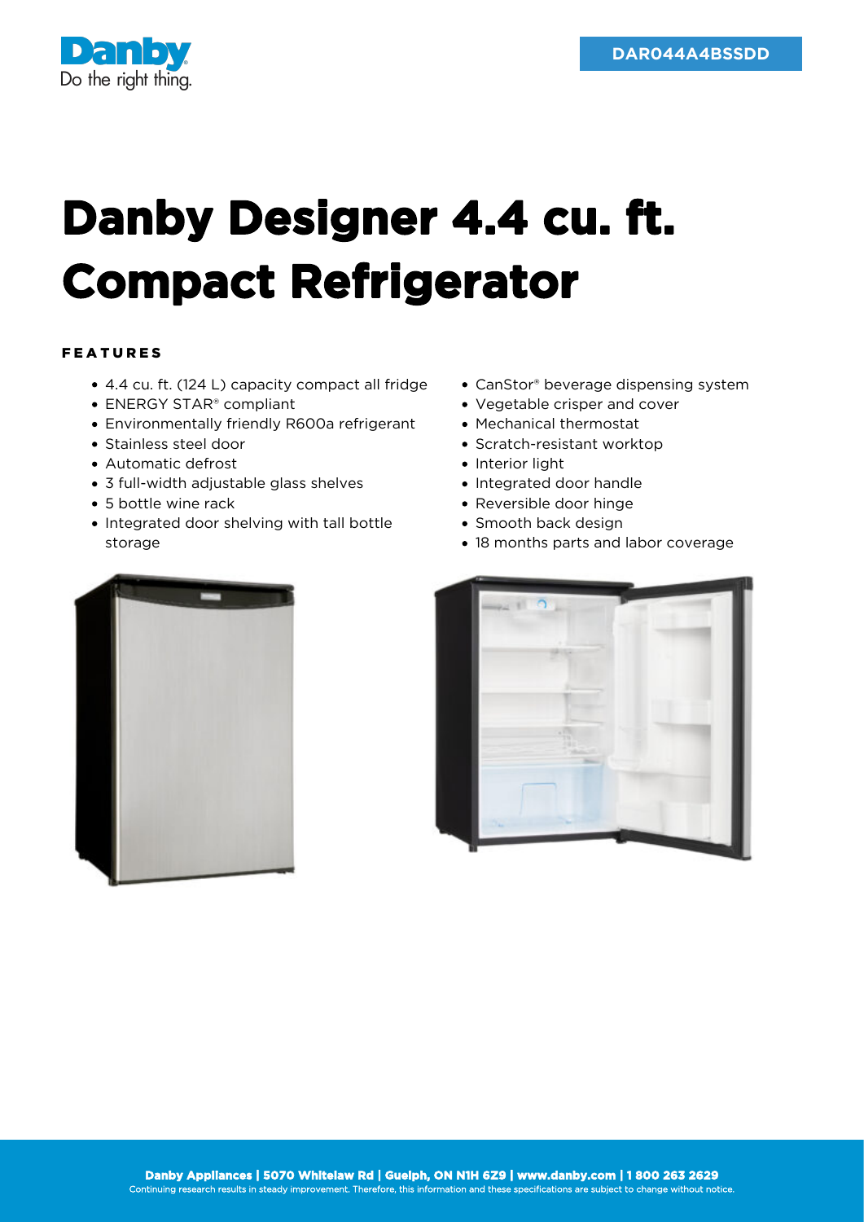Danby
Do the right thing.

DAR044A4BSSDD

# Danby Designer 4.4 cu. ft. Compact Refrigerator

## FEATURES

- 4.4 cu. ft. (124 L) capacity compact all fridge
- ENERGY STAR® compliant
- Environmentally friendly R600a refrigerant
- Stainless steel door
- Automatic defrost
- 3 full-width adjustable glass shelves
- 5 bottle wine rack
- Integrated door shelving with tall bottle storage
- CanStor® beverage dispensing system
- Vegetable crisper and cover
- Mechanical thermostat
- Scratch-resistant worktop
- Interior light
- Integrated door handle
- Reversible door hinge
- Smooth back design
- 18 months parts and labor coverage

**Danby Appliances | 5070 Whitelaw Rd | Guelph, ON N1H 6Z9 | www.danby.com | 1 800 263 2629**

Continuing research results in steady improvement. Therefore, this information and these specifications are subject to change without notice.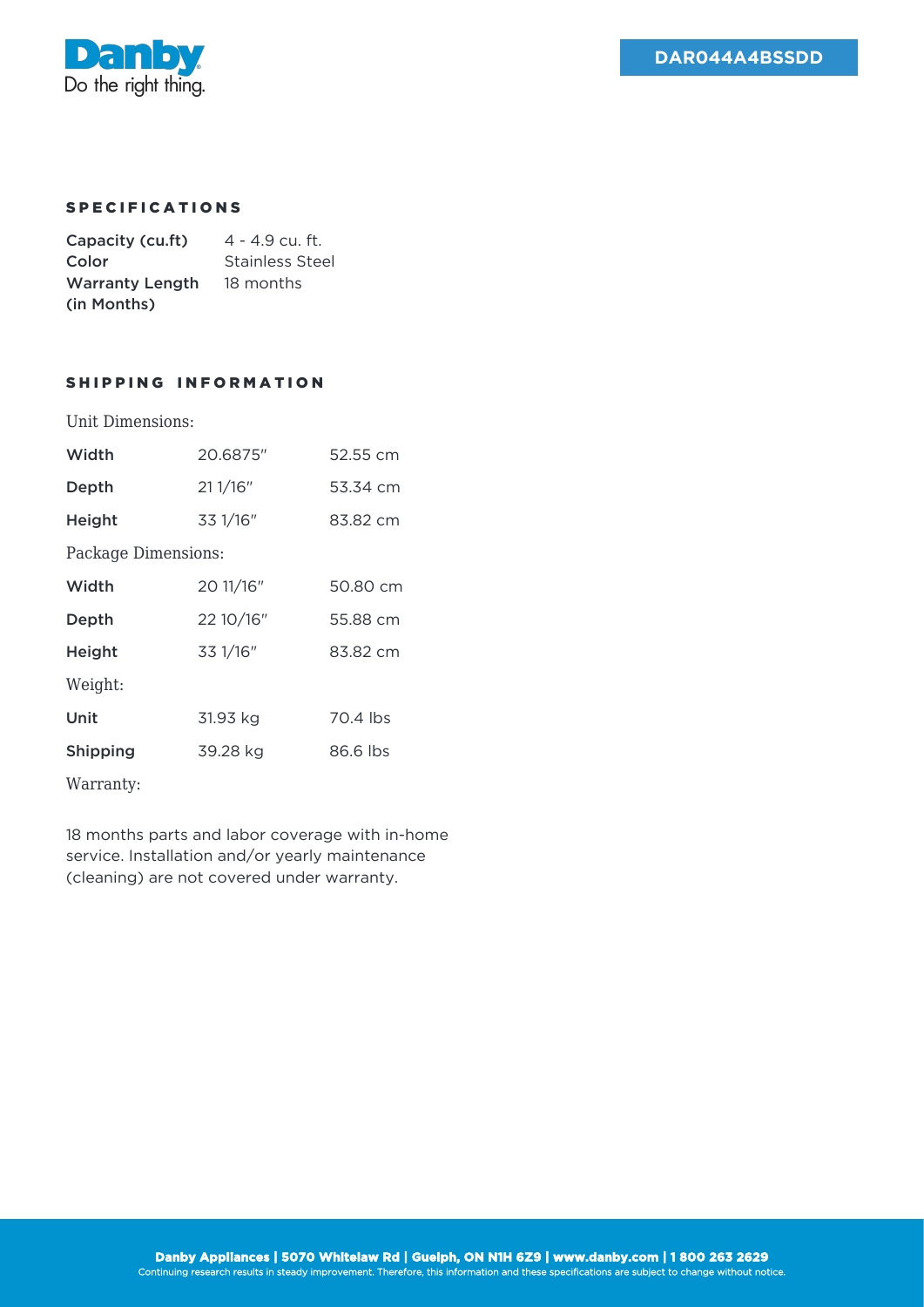Danby
Do the right thing.

DAR044A4BSSDD

## SPECIFICATIONS

| | |
|---|---|
| **Capacity (cu.ft)** | 4 - 4.9 cu. ft. |
| **Color** | Stainless Steel |
| **Warranty Length (in Months)** | 18 months |

## SHIPPING INFORMATION

| | | |
|---|---|---|
| Unit Dimensions: | | |
| **Width** | 20.6875″ | 52.55 cm |
| **Depth** | 21 1/16″ | 53.34 cm |
| **Height** | 33 1/16″ | 83.82 cm |
| Package Dimensions: | | |
| **Width** | 20 11/16″ | 50.80 cm |
| **Depth** | 22 10/16″ | 55.88 cm |
| **Height** | 33 1/16″ | 83.82 cm |
| Weight: | | |
| **Unit** | 31.93 kg | 70.4 lbs |
| **Shipping** | 39.28 kg | 86.6 lbs |

Warranty:

18 months parts and labor coverage with in-home service. Installation and/or yearly maintenance (cleaning) are not covered under warranty.

**Danby Appliances | 5070 Whitelaw Rd | Guelph, ON N1H 6Z9 | www.danby.com | 1 800 263 2629**
Continuing research results in steady improvement. Therefore, this information and these specifications are subject to change without notice.